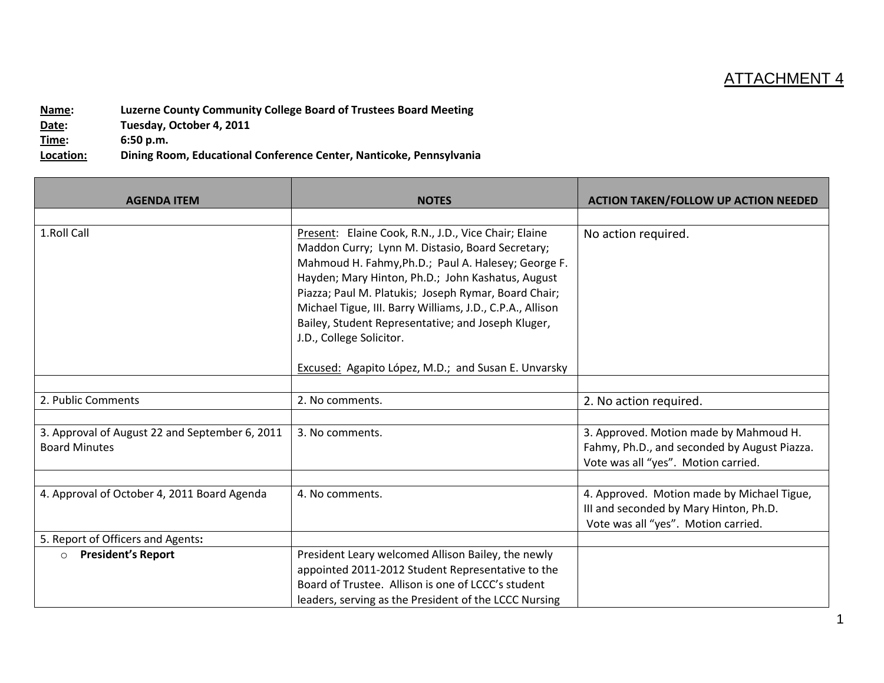ATTACHMENT 4

**Name:** **Luzerne County Community College Board of Trustees Board Meeting**
**Date:** **Tuesday, October 4, 2011**
**Time:** **6:50 p.m.**
**Location:** **Dining Room, Educational Conference Center, Nanticoke, Pennsylvania**

| AGENDA ITEM | NOTES | ACTION TAKEN/FOLLOW UP ACTION NEEDED |
|---|---|---|
| | | |
| 1.Roll Call | Present: Elaine Cook, R.N., J.D., Vice Chair; Elaine Maddon Curry; Lynn M. Distasio, Board Secretary; Mahmoud H. Fahmy,Ph.D.; Paul A. Halesey; George F. Hayden; Mary Hinton, Ph.D.; John Kashatus, August Piazza; Paul M. Platukis; Joseph Rymar, Board Chair; Michael Tigue, III. Barry Williams, J.D., C.P.A., Allison Bailey, Student Representative; and Joseph Kluger, J.D., College Solicitor.<br><br>Excused: Agapito López, M.D.; and Susan E. Unvarsky | No action required. |
| | | |
| 2. Public Comments | 2. No comments. | 2. No action required. |
| | | |
| 3. Approval of August 22 and September 6, 2011 Board Minutes | 3. No comments. | 3. Approved. Motion made by Mahmoud H. Fahmy, Ph.D., and seconded by August Piazza. Vote was all "yes". Motion carried. |
| | | |
| 4. Approval of October 4, 2011 Board Agenda | 4. No comments. | 4. Approved. Motion made by Michael Tigue, III and seconded by Mary Hinton, Ph.D. Vote was all "yes". Motion carried. |
| 5. Report of Officers and Agents**:** | | |
| ○ **President's Report** | President Leary welcomed Allison Bailey, the newly appointed 2011-2012 Student Representative to the Board of Trustee. Allison is one of LCCC's student leaders, serving as the President of the LCCC Nursing | |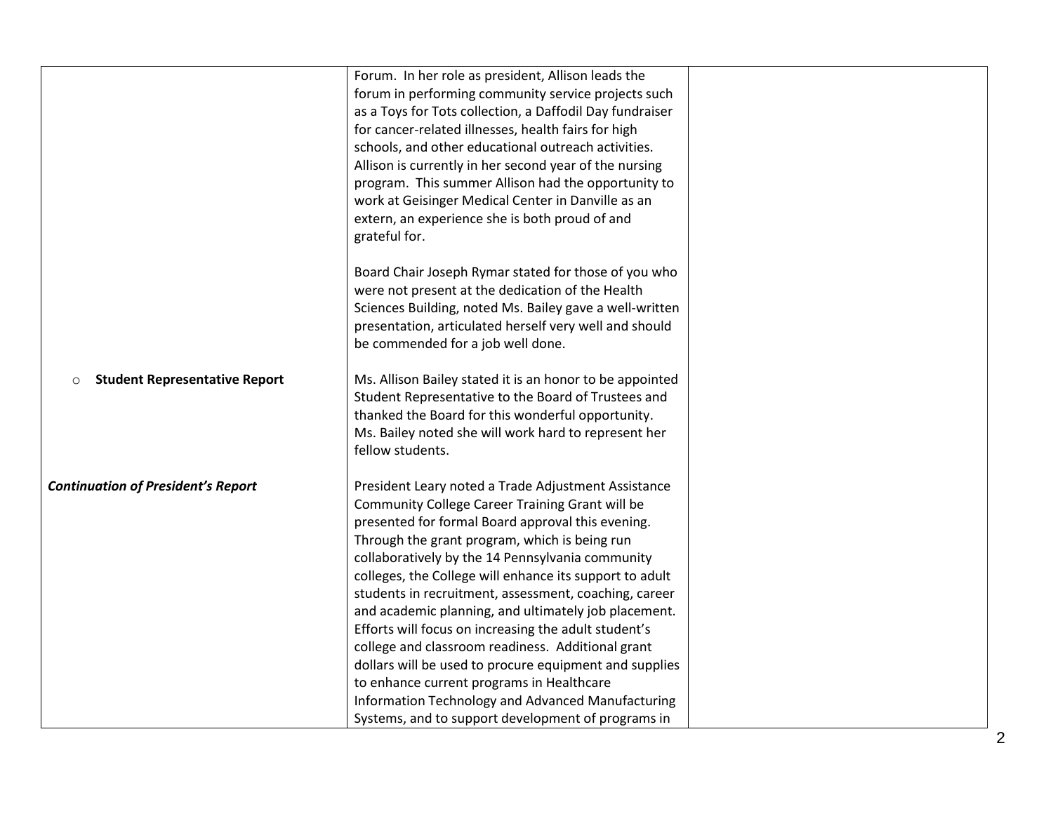| | | |
|---|---|---|
| | Forum. In her role as president, Allison leads the forum in performing community service projects such as a Toys for Tots collection, a Daffodil Day fundraiser for cancer-related illnesses, health fairs for high schools, and other educational outreach activities. Allison is currently in her second year of the nursing program. This summer Allison had the opportunity to work at Geisinger Medical Center in Danville as an extern, an experience she is both proud of and grateful for.<br><br>Board Chair Joseph Rymar stated for those of you who were not present at the dedication of the Health Sciences Building, noted Ms. Bailey gave a well-written presentation, articulated herself very well and should be commended for a job well done. | |
| ○ **Student Representative Report** | Ms. Allison Bailey stated it is an honor to be appointed Student Representative to the Board of Trustees and thanked the Board for this wonderful opportunity. Ms. Bailey noted she will work hard to represent her fellow students. | |
| ***Continuation of President's Report*** | President Leary noted a Trade Adjustment Assistance Community College Career Training Grant will be presented for formal Board approval this evening. Through the grant program, which is being run collaboratively by the 14 Pennsylvania community colleges, the College will enhance its support to adult students in recruitment, assessment, coaching, career and academic planning, and ultimately job placement. Efforts will focus on increasing the adult student's college and classroom readiness. Additional grant dollars will be used to procure equipment and supplies to enhance current programs in Healthcare Information Technology and Advanced Manufacturing Systems, and to support development of programs in | |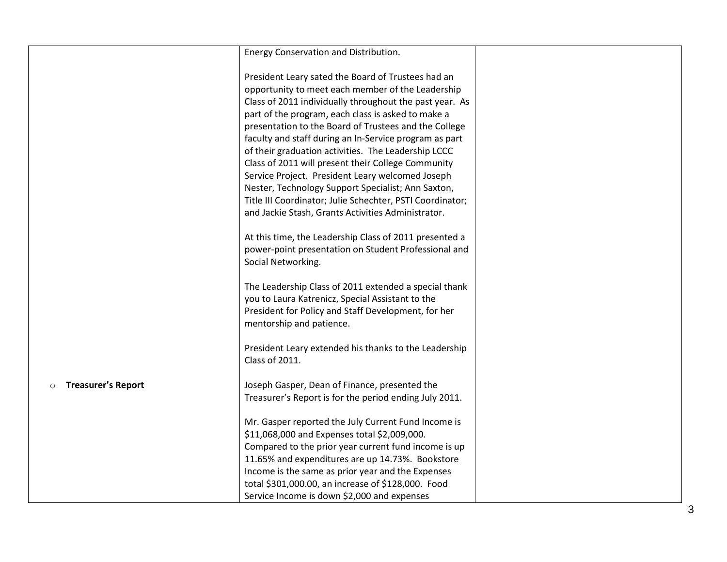| | | |
|---|---|---|
| | Energy Conservation and Distribution.<br><br>President Leary sated the Board of Trustees had an opportunity to meet each member of the Leadership Class of 2011 individually throughout the past year. As part of the program, each class is asked to make a presentation to the Board of Trustees and the College faculty and staff during an In-Service program as part of their graduation activities. The Leadership LCCC Class of 2011 will present their College Community Service Project. President Leary welcomed Joseph Nester, Technology Support Specialist; Ann Saxton, Title III Coordinator; Julie Schechter, PSTI Coordinator; and Jackie Stash, Grants Activities Administrator.<br><br>At this time, the Leadership Class of 2011 presented a power-point presentation on Student Professional and Social Networking.<br><br>The Leadership Class of 2011 extended a special thank you to Laura Katrenicz, Special Assistant to the President for Policy and Staff Development, for her mentorship and patience.<br><br>President Leary extended his thanks to the Leadership Class of 2011. | |
| ○ **Treasurer's Report** | Joseph Gasper, Dean of Finance, presented the Treasurer's Report is for the period ending July 2011.<br><br>Mr. Gasper reported the July Current Fund Income is $11,068,000 and Expenses total $2,009,000. Compared to the prior year current fund income is up 11.65% and expenditures are up 14.73%. Bookstore Income is the same as prior year and the Expenses total $301,000.00, an increase of $128,000. Food Service Income is down $2,000 and expenses | |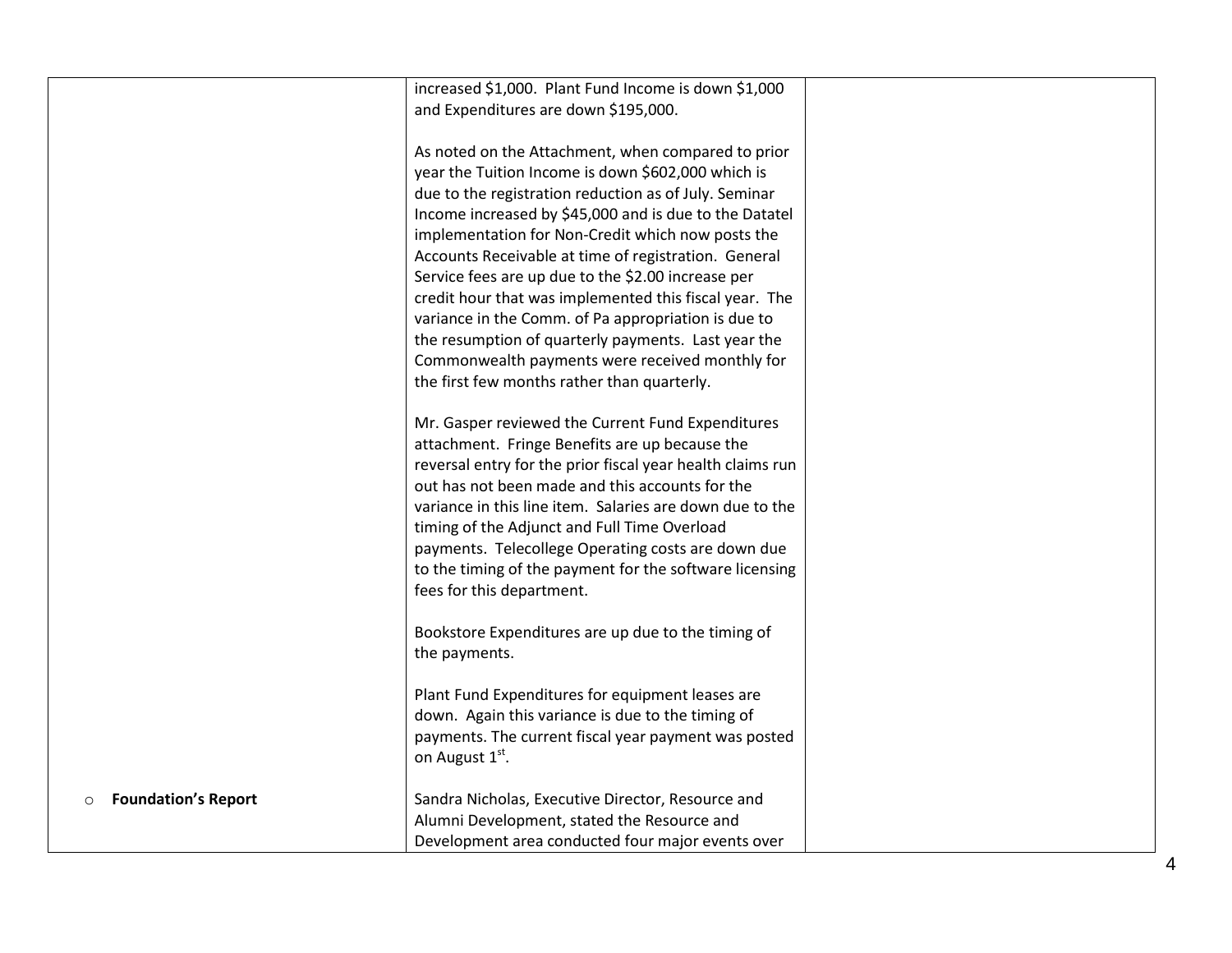| | | |
|---|---|---|
| | increased $1,000. Plant Fund Income is down $1,000 and Expenditures are down $195,000.<br><br>As noted on the Attachment, when compared to prior year the Tuition Income is down $602,000 which is due to the registration reduction as of July. Seminar Income increased by $45,000 and is due to the Datatel implementation for Non-Credit which now posts the Accounts Receivable at time of registration. General Service fees are up due to the $2.00 increase per credit hour that was implemented this fiscal year. The variance in the Comm. of Pa appropriation is due to the resumption of quarterly payments. Last year the Commonwealth payments were received monthly for the first few months rather than quarterly.<br><br>Mr. Gasper reviewed the Current Fund Expenditures attachment. Fringe Benefits are up because the reversal entry for the prior fiscal year health claims run out has not been made and this accounts for the variance in this line item. Salaries are down due to the timing of the Adjunct and Full Time Overload payments. Telecollege Operating costs are down due to the timing of the payment for the software licensing fees for this department.<br><br>Bookstore Expenditures are up due to the timing of the payments.<br><br>Plant Fund Expenditures for equipment leases are down. Again this variance is due to the timing of payments. The current fiscal year payment was posted on August 1st. | |
| ○ **Foundation's Report** | Sandra Nicholas, Executive Director, Resource and Alumni Development, stated the Resource and Development area conducted four major events over | |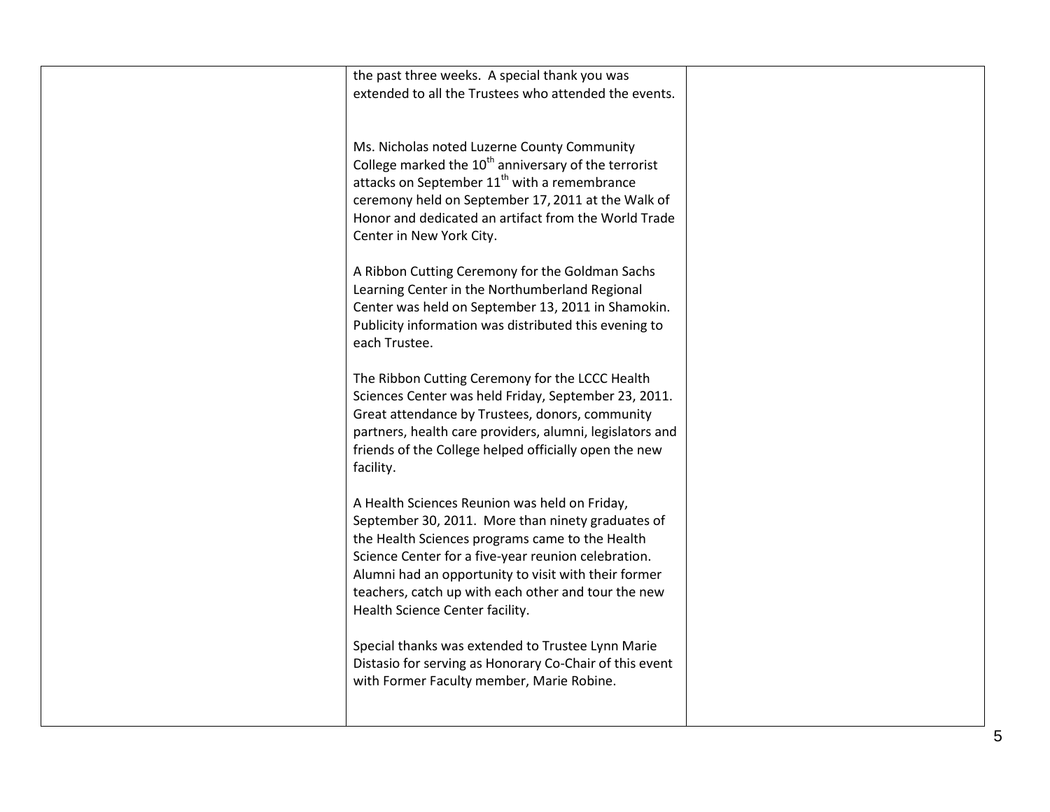| | | |
|---|---|---|
| | the past three weeks. A special thank you was extended to all the Trustees who attended the events.<br><br>Ms. Nicholas noted Luzerne County Community College marked the 10th anniversary of the terrorist attacks on September 11th with a remembrance ceremony held on September 17, 2011 at the Walk of Honor and dedicated an artifact from the World Trade Center in New York City.<br><br>A Ribbon Cutting Ceremony for the Goldman Sachs Learning Center in the Northumberland Regional Center was held on September 13, 2011 in Shamokin. Publicity information was distributed this evening to each Trustee.<br><br>The Ribbon Cutting Ceremony for the LCCC Health Sciences Center was held Friday, September 23, 2011. Great attendance by Trustees, donors, community partners, health care providers, alumni, legislators and friends of the College helped officially open the new facility.<br><br>A Health Sciences Reunion was held on Friday, September 30, 2011. More than ninety graduates of the Health Sciences programs came to the Health Science Center for a five-year reunion celebration. Alumni had an opportunity to visit with their former teachers, catch up with each other and tour the new Health Science Center facility.<br><br>Special thanks was extended to Trustee Lynn Marie Distasio for serving as Honorary Co-Chair of this event with Former Faculty member, Marie Robine. | |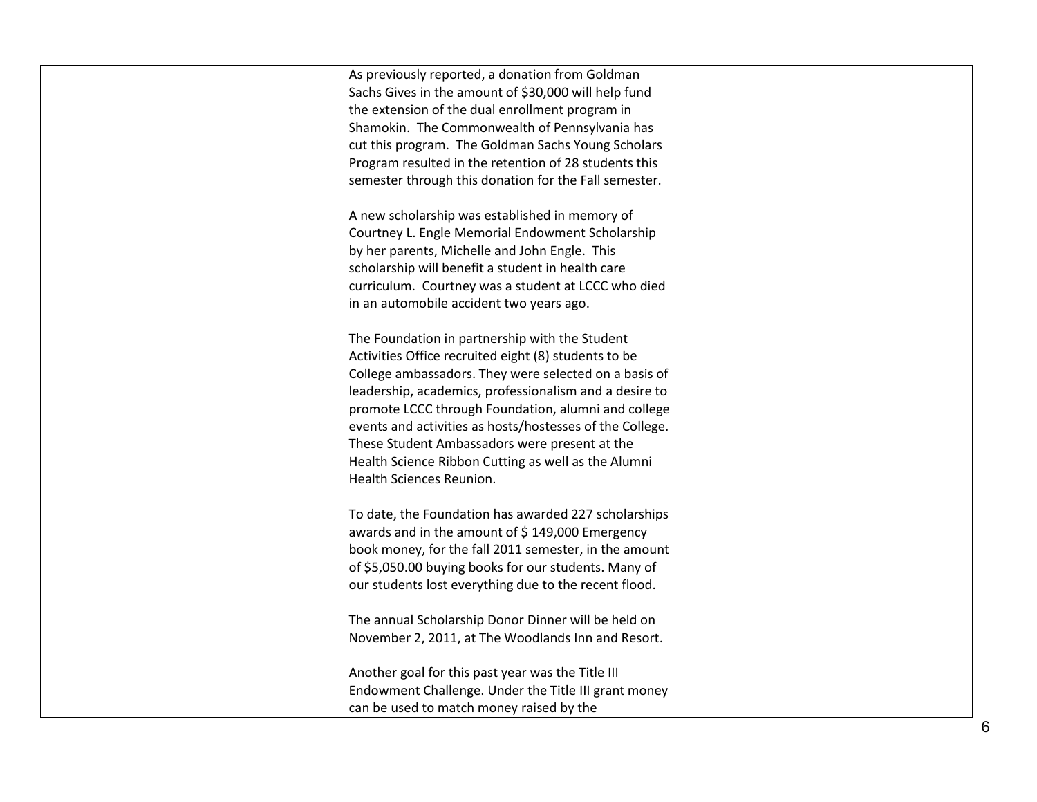| | | |
|---|---|---|
| | As previously reported, a donation from Goldman Sachs Gives in the amount of $30,000 will help fund the extension of the dual enrollment program in Shamokin. The Commonwealth of Pennsylvania has cut this program. The Goldman Sachs Young Scholars Program resulted in the retention of 28 students this semester through this donation for the Fall semester.<br><br>A new scholarship was established in memory of Courtney L. Engle Memorial Endowment Scholarship by her parents, Michelle and John Engle. This scholarship will benefit a student in health care curriculum. Courtney was a student at LCCC who died in an automobile accident two years ago.<br><br>The Foundation in partnership with the Student Activities Office recruited eight (8) students to be College ambassadors. They were selected on a basis of leadership, academics, professionalism and a desire to promote LCCC through Foundation, alumni and college events and activities as hosts/hostesses of the College. These Student Ambassadors were present at the Health Science Ribbon Cutting as well as the Alumni Health Sciences Reunion.<br><br>To date, the Foundation has awarded 227 scholarships awards and in the amount of $ 149,000 Emergency book money, for the fall 2011 semester, in the amount of $5,050.00 buying books for our students. Many of our students lost everything due to the recent flood.<br><br>The annual Scholarship Donor Dinner will be held on November 2, 2011, at The Woodlands Inn and Resort.<br><br>Another goal for this past year was the Title III Endowment Challenge. Under the Title III grant money can be used to match money raised by the | |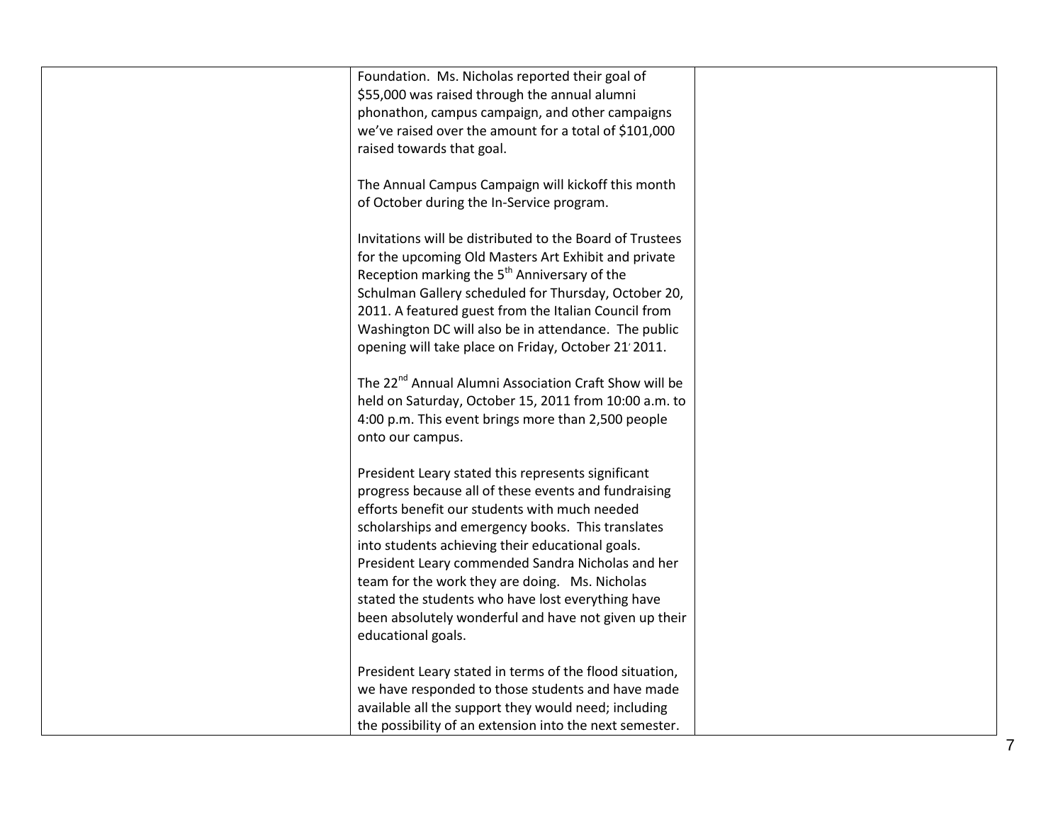| | | |
|---|---|---|
| | Foundation. Ms. Nicholas reported their goal of \$55,000 was raised through the annual alumni phonathon, campus campaign, and other campaigns we've raised over the amount for a total of \$101,000 raised towards that goal.<br><br>The Annual Campus Campaign will kickoff this month of October during the In-Service program.<br><br>Invitations will be distributed to the Board of Trustees for the upcoming Old Masters Art Exhibit and private Reception marking the 5th Anniversary of the Schulman Gallery scheduled for Thursday, October 20, 2011. A featured guest from the Italian Council from Washington DC will also be in attendance. The public opening will take place on Friday, October 21, 2011.<br><br>The 22nd Annual Alumni Association Craft Show will be held on Saturday, October 15, 2011 from 10:00 a.m. to 4:00 p.m. This event brings more than 2,500 people onto our campus.<br><br>President Leary stated this represents significant progress because all of these events and fundraising efforts benefit our students with much needed scholarships and emergency books. This translates into students achieving their educational goals. President Leary commended Sandra Nicholas and her team for the work they are doing. Ms. Nicholas stated the students who have lost everything have been absolutely wonderful and have not given up their educational goals.<br><br>President Leary stated in terms of the flood situation, we have responded to those students and have made available all the support they would need; including the possibility of an extension into the next semester. | |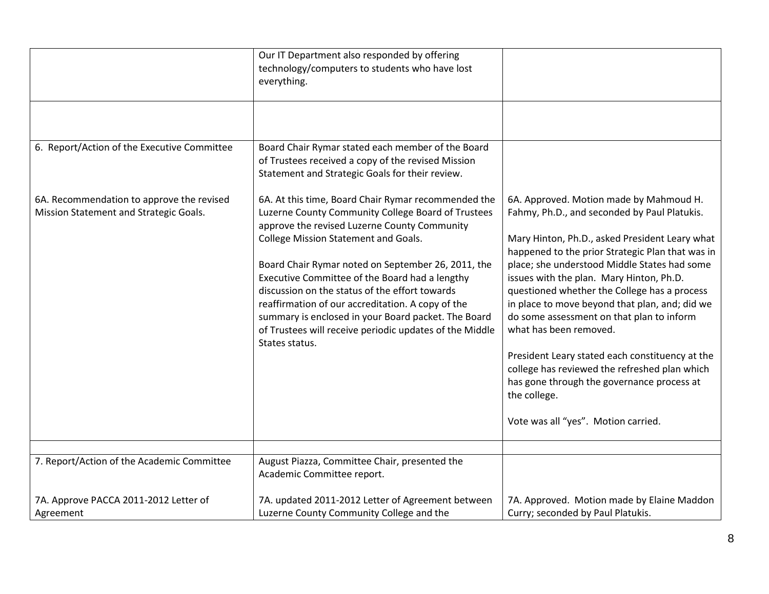| | | |
|---|---|---|
| | Our IT Department also responded by offering technology/computers to students who have lost everything. | |
| | | |
| 6. Report/Action of the Executive Committee<br><br>6A. Recommendation to approve the revised Mission Statement and Strategic Goals. | Board Chair Rymar stated each member of the Board of Trustees received a copy of the revised Mission Statement and Strategic Goals for their review.<br><br>6A. At this time, Board Chair Rymar recommended the Luzerne County Community College Board of Trustees approve the revised Luzerne County Community College Mission Statement and Goals.<br><br>Board Chair Rymar noted on September 26, 2011, the Executive Committee of the Board had a lengthy discussion on the status of the effort towards reaffirmation of our accreditation. A copy of the summary is enclosed in your Board packet. The Board of Trustees will receive periodic updates of the Middle States status. | 6A. Approved. Motion made by Mahmoud H. Fahmy, Ph.D., and seconded by Paul Platukis.<br><br>Mary Hinton, Ph.D., asked President Leary what happened to the prior Strategic Plan that was in place; she understood Middle States had some issues with the plan. Mary Hinton, Ph.D. questioned whether the College has a process in place to move beyond that plan, and; did we do some assessment on that plan to inform what has been removed.<br><br>President Leary stated each constituency at the college has reviewed the refreshed plan which has gone through the governance process at the college.<br><br>Vote was all "yes". Motion carried. |
| | | |
| 7. Report/Action of the Academic Committee<br><br>7A. Approve PACCA 2011-2012 Letter of Agreement | August Piazza, Committee Chair, presented the Academic Committee report.<br><br>7A. updated 2011-2012 Letter of Agreement between Luzerne County Community College and the | 7A. Approved. Motion made by Elaine Maddon Curry; seconded by Paul Platukis. |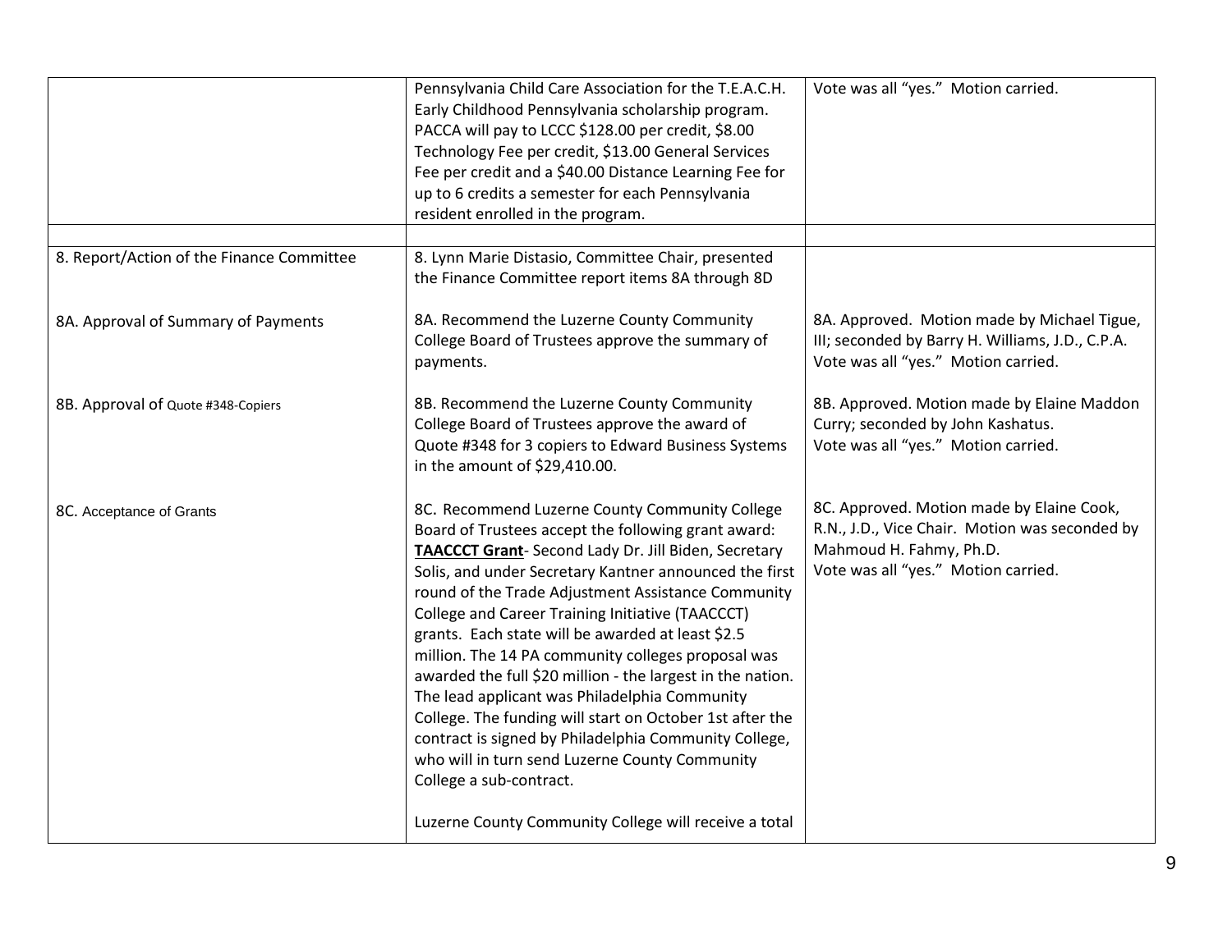| | | |
|---|---|---|
| | Pennsylvania Child Care Association for the T.E.A.C.H. Early Childhood Pennsylvania scholarship program. PACCA will pay to LCCC $128.00 per credit, $8.00 Technology Fee per credit, $13.00 General Services Fee per credit and a $40.00 Distance Learning Fee for up to 6 credits a semester for each Pennsylvania resident enrolled in the program. | Vote was all "yes." Motion carried. |
| | | |
| 8. Report/Action of the Finance Committee | 8. Lynn Marie Distasio, Committee Chair, presented the Finance Committee report items 8A through 8D | |
| 8A. Approval of Summary of Payments | 8A. Recommend the Luzerne County Community College Board of Trustees approve the summary of payments. | 8A. Approved. Motion made by Michael Tigue, III; seconded by Barry H. Williams, J.D., C.P.A. Vote was all "yes." Motion carried. |
| 8B. Approval of Quote #348-Copiers | 8B. Recommend the Luzerne County Community College Board of Trustees approve the award of Quote #348 for 3 copiers to Edward Business Systems in the amount of $29,410.00. | 8B. Approved. Motion made by Elaine Maddon Curry; seconded by John Kashatus. Vote was all "yes." Motion carried. |
| 8C. Acceptance of Grants | 8C. Recommend Luzerne County Community College Board of Trustees accept the following grant award: **TAACCCT Grant**- Second Lady Dr. Jill Biden, Secretary Solis, and under Secretary Kantner announced the first round of the Trade Adjustment Assistance Community College and Career Training Initiative (TAACCCT) grants. Each state will be awarded at least $2.5 million. The 14 PA community colleges proposal was awarded the full $20 million - the largest in the nation. The lead applicant was Philadelphia Community College. The funding will start on October 1st after the contract is signed by Philadelphia Community College, who will in turn send Luzerne County Community College a sub-contract.<br><br>Luzerne County Community College will receive a total | 8C. Approved. Motion made by Elaine Cook, R.N., J.D., Vice Chair. Motion was seconded by Mahmoud H. Fahmy, Ph.D. Vote was all "yes." Motion carried. |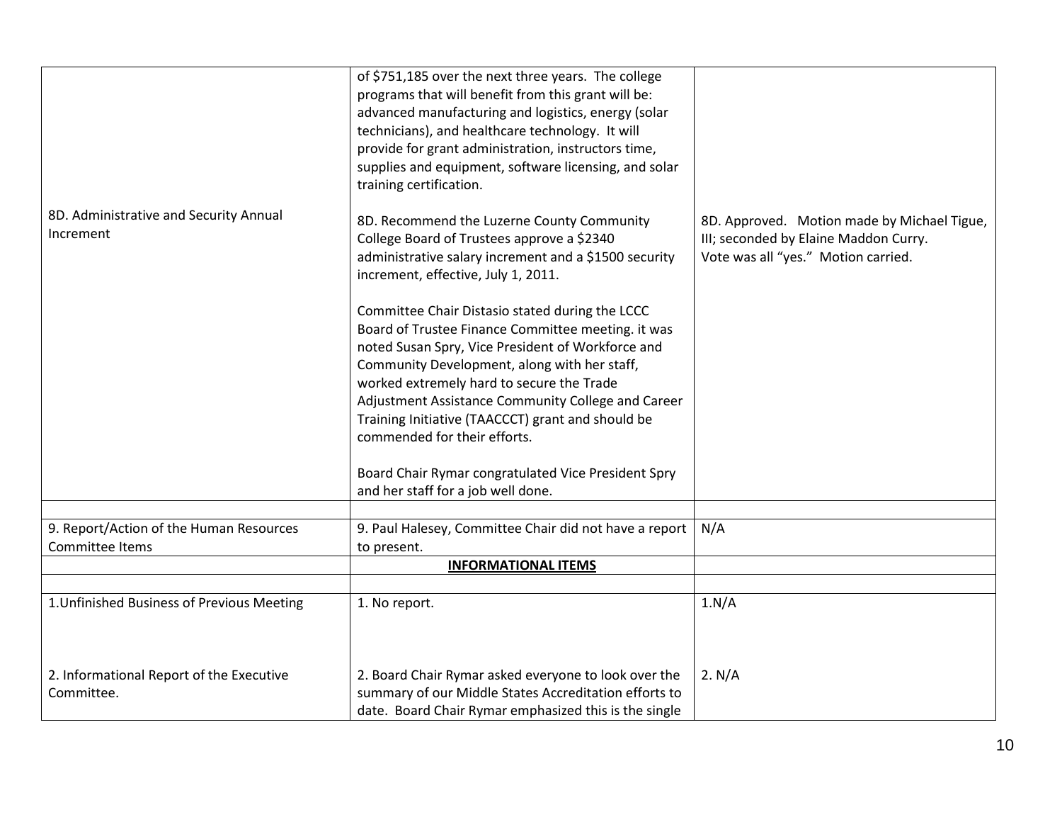| | | |
|---|---|---|
| | of $751,185 over the next three years. The college programs that will benefit from this grant will be: advanced manufacturing and logistics, energy (solar technicians), and healthcare technology. It will provide for grant administration, instructors time, supplies and equipment, software licensing, and solar training certification. | |
| 8D. Administrative and Security Annual Increment | 8D. Recommend the Luzerne County Community College Board of Trustees approve a $2340 administrative salary increment and a $1500 security increment, effective, July 1, 2011.<br><br>Committee Chair Distasio stated during the LCCC Board of Trustee Finance Committee meeting. it was noted Susan Spry, Vice President of Workforce and Community Development, along with her staff, worked extremely hard to secure the Trade Adjustment Assistance Community College and Career Training Initiative (TAACCCT) grant and should be commended for their efforts.<br><br>Board Chair Rymar congratulated Vice President Spry and her staff for a job well done. | 8D. Approved. Motion made by Michael Tigue, III; seconded by Elaine Maddon Curry. Vote was all "yes." Motion carried. |
| | | |
| 9. Report/Action of the Human Resources Committee Items | 9. Paul Halesey, Committee Chair did not have a report to present. | N/A |
| | **INFORMATIONAL ITEMS** | |
| | | |
| 1. Unfinished Business of Previous Meeting | 1. No report. | 1. N/A |
| 2. Informational Report of the Executive Committee. | 2. Board Chair Rymar asked everyone to look over the summary of our Middle States Accreditation efforts to date. Board Chair Rymar emphasized this is the single | 2. N/A |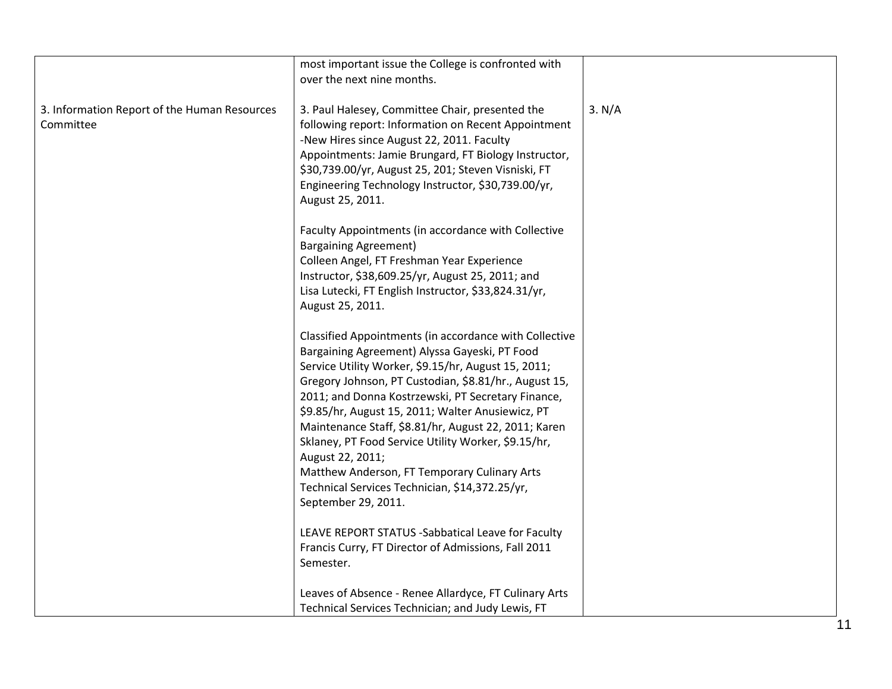| | | |
|---|---|---|
| | most important issue the College is confronted with over the next nine months. | |
| 3. Information Report of the Human Resources Committee | 3. Paul Halesey, Committee Chair, presented the following report: Information on Recent Appointment -New Hires since August 22, 2011. Faculty Appointments: Jamie Brungard, FT Biology Instructor, $30,739.00/yr, August 25, 201; Steven Visniski, FT Engineering Technology Instructor, $30,739.00/yr, August 25, 2011.<br><br>Faculty Appointments (in accordance with Collective Bargaining Agreement)<br>Colleen Angel, FT Freshman Year Experience Instructor, $38,609.25/yr, August 25, 2011; and Lisa Lutecki, FT English Instructor, $33,824.31/yr, August 25, 2011.<br><br>Classified Appointments (in accordance with Collective Bargaining Agreement) Alyssa Gayeski, PT Food Service Utility Worker, $9.15/hr, August 15, 2011; Gregory Johnson, PT Custodian, $8.81/hr., August 15, 2011; and Donna Kostrzewski, PT Secretary Finance, $9.85/hr, August 15, 2011; Walter Anusiewicz, PT Maintenance Staff, $8.81/hr, August 22, 2011; Karen Sklaney, PT Food Service Utility Worker, $9.15/hr, August 22, 2011;<br>Matthew Anderson, FT Temporary Culinary Arts Technical Services Technician, $14,372.25/yr, September 29, 2011.<br><br>LEAVE REPORT STATUS -Sabbatical Leave for Faculty Francis Curry, FT Director of Admissions, Fall 2011 Semester.<br><br>Leaves of Absence - Renee Allardyce, FT Culinary Arts Technical Services Technician; and Judy Lewis, FT | 3. N/A |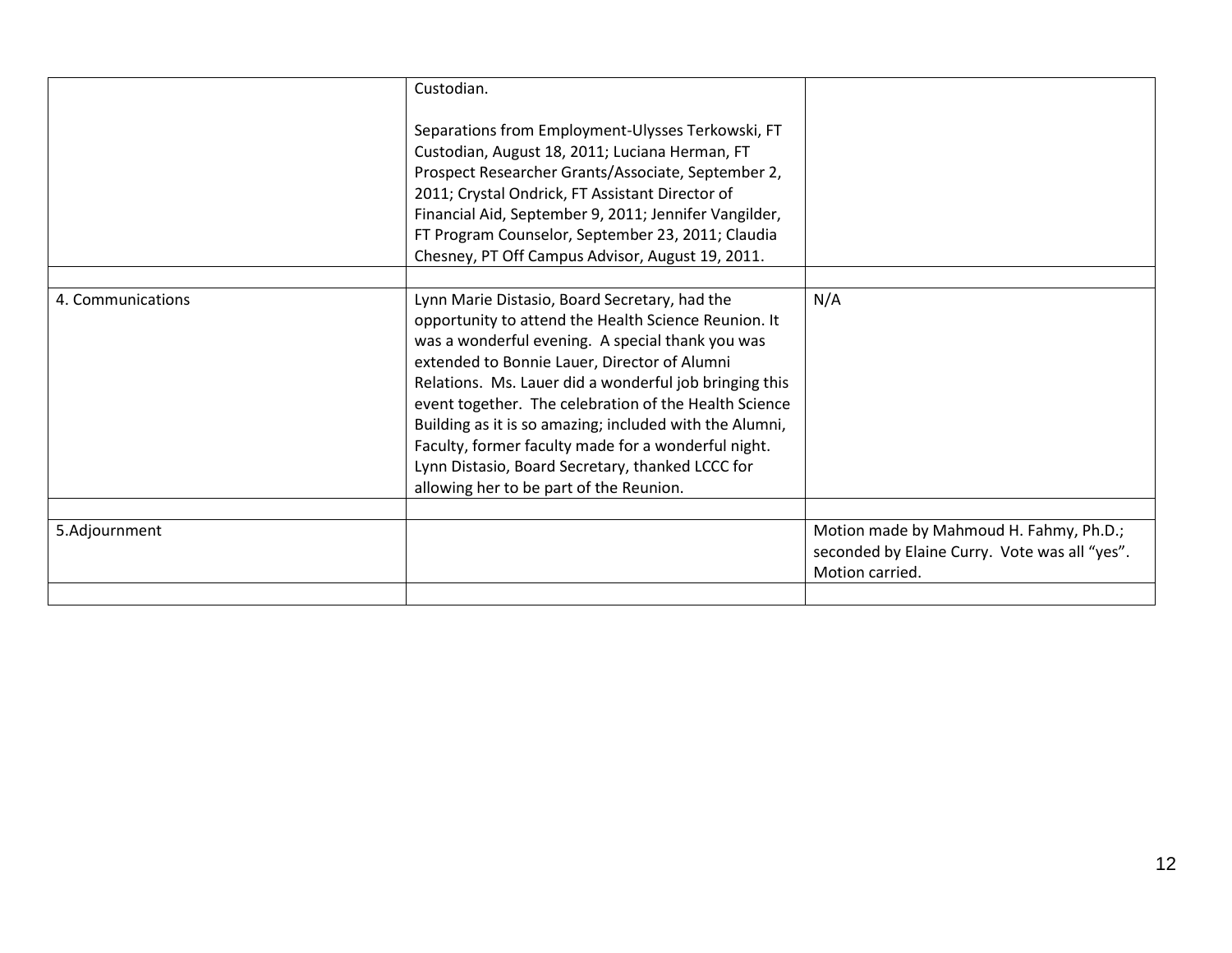| | | |
|---|---|---|
| | Custodian.<br><br>Separations from Employment-Ulysses Terkowski, FT Custodian, August 18, 2011; Luciana Herman, FT Prospect Researcher Grants/Associate, September 2, 2011; Crystal Ondrick, FT Assistant Director of Financial Aid, September 9, 2011; Jennifer Vangilder, FT Program Counselor, September 23, 2011; Claudia Chesney, PT Off Campus Advisor, August 19, 2011. | |
| | | |
| 4. Communications | Lynn Marie Distasio, Board Secretary, had the opportunity to attend the Health Science Reunion. It was a wonderful evening. A special thank you was extended to Bonnie Lauer, Director of Alumni Relations. Ms. Lauer did a wonderful job bringing this event together. The celebration of the Health Science Building as it is so amazing; included with the Alumni, Faculty, former faculty made for a wonderful night. Lynn Distasio, Board Secretary, thanked LCCC for allowing her to be part of the Reunion. | N/A |
| | | |
| 5.Adjournment | | Motion made by Mahmoud H. Fahmy, Ph.D.; seconded by Elaine Curry. Vote was all "yes". Motion carried. |
| | | |